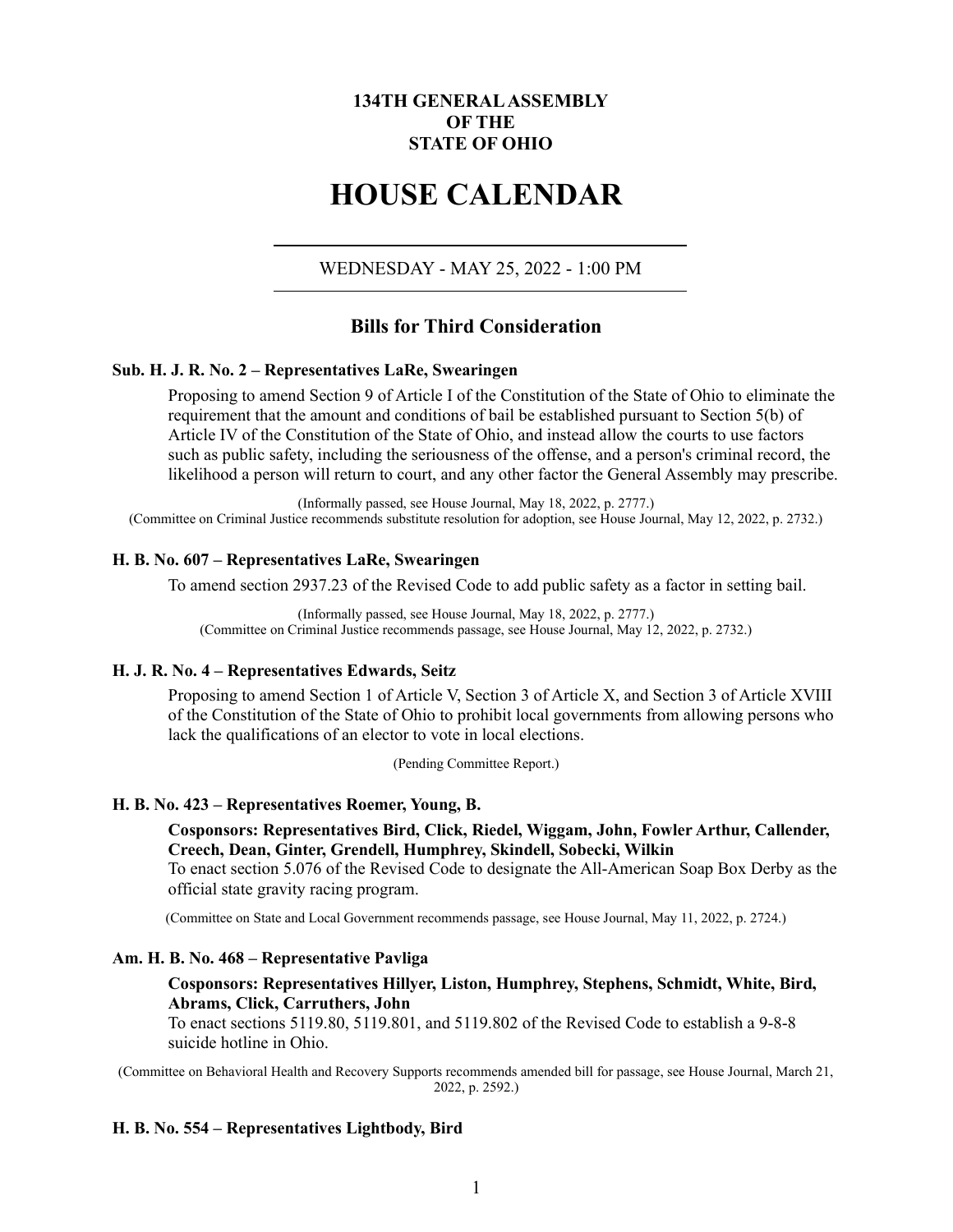**134TH GENERAL ASSEMBLY**
**OF THE**
**STATE OF OHIO**

# HOUSE CALENDAR

---

WEDNESDAY - MAY 25, 2022 - 1:00 PM

---

## Bills for Third Consideration

### Sub. H. J. R. No. 2 – Representatives LaRe, Swearingen

Proposing to amend Section 9 of Article I of the Constitution of the State of Ohio to eliminate the requirement that the amount and conditions of bail be established pursuant to Section 5(b) of Article IV of the Constitution of the State of Ohio, and instead allow the courts to use factors such as public safety, including the seriousness of the offense, and a person's criminal record, the likelihood a person will return to court, and any other factor the General Assembly may prescribe.

(Informally passed, see House Journal, May 18, 2022, p. 2777.)
(Committee on Criminal Justice recommends substitute resolution for adoption, see House Journal, May 12, 2022, p. 2732.)

### H. B. No. 607 – Representatives LaRe, Swearingen

To amend section 2937.23 of the Revised Code to add public safety as a factor in setting bail.

(Informally passed, see House Journal, May 18, 2022, p. 2777.)
(Committee on Criminal Justice recommends passage, see House Journal, May 12, 2022, p. 2732.)

### H. J. R. No. 4 – Representatives Edwards, Seitz

Proposing to amend Section 1 of Article V, Section 3 of Article X, and Section 3 of Article XVIII of the Constitution of the State of Ohio to prohibit local governments from allowing persons who lack the qualifications of an elector to vote in local elections.

(Pending Committee Report.)

### H. B. No. 423 – Representatives Roemer, Young, B.

**Cosponsors: Representatives Bird, Click, Riedel, Wiggam, John, Fowler Arthur, Callender, Creech, Dean, Ginter, Grendell, Humphrey, Skindell, Sobecki, Wilkin**

To enact section 5.076 of the Revised Code to designate the All-American Soap Box Derby as the official state gravity racing program.

(Committee on State and Local Government recommends passage, see House Journal, May 11, 2022, p. 2724.)

### Am. H. B. No. 468 – Representative Pavliga

**Cosponsors: Representatives Hillyer, Liston, Humphrey, Stephens, Schmidt, White, Bird, Abrams, Click, Carruthers, John**

To enact sections 5119.80, 5119.801, and 5119.802 of the Revised Code to establish a 9-8-8 suicide hotline in Ohio.

(Committee on Behavioral Health and Recovery Supports recommends amended bill for passage, see House Journal, March 21, 2022, p. 2592.)

### H. B. No. 554 – Representatives Lightbody, Bird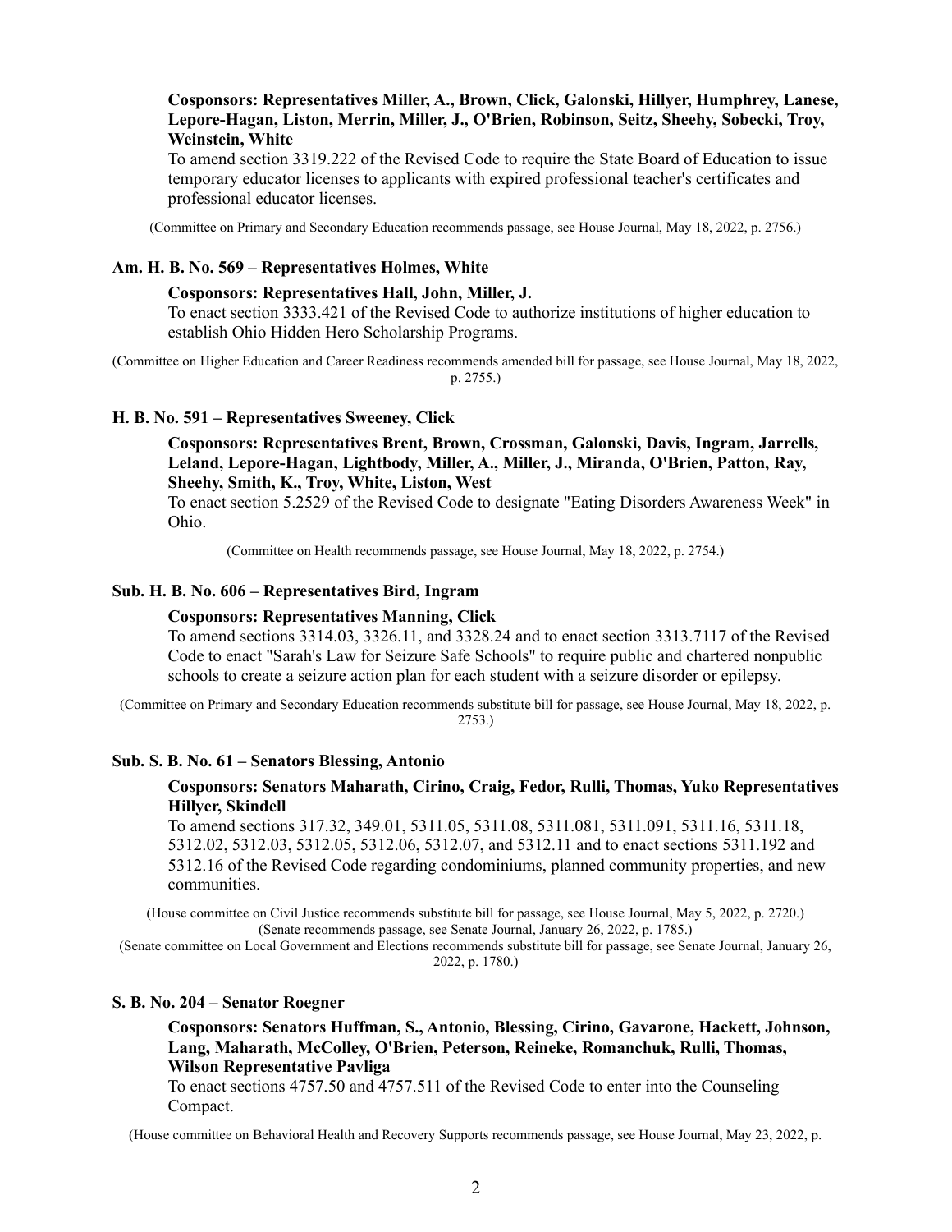**Cosponsors: Representatives Miller, A., Brown, Click, Galonski, Hillyer, Humphrey, Lanese, Lepore-Hagan, Liston, Merrin, Miller, J., O'Brien, Robinson, Seitz, Sheehy, Sobecki, Troy, Weinstein, White**

To amend section 3319.222 of the Revised Code to require the State Board of Education to issue temporary educator licenses to applicants with expired professional teacher's certificates and professional educator licenses.

(Committee on Primary and Secondary Education recommends passage, see House Journal, May 18, 2022, p. 2756.)

### Am. H. B. No. 569 – Representatives Holmes, White

**Cosponsors: Representatives Hall, John, Miller, J.**

To enact section 3333.421 of the Revised Code to authorize institutions of higher education to establish Ohio Hidden Hero Scholarship Programs.

(Committee on Higher Education and Career Readiness recommends amended bill for passage, see House Journal, May 18, 2022, p. 2755.)

### H. B. No. 591 – Representatives Sweeney, Click

**Cosponsors: Representatives Brent, Brown, Crossman, Galonski, Davis, Ingram, Jarrells, Leland, Lepore-Hagan, Lightbody, Miller, A., Miller, J., Miranda, O'Brien, Patton, Ray, Sheehy, Smith, K., Troy, White, Liston, West**

To enact section 5.2529 of the Revised Code to designate "Eating Disorders Awareness Week" in Ohio.

(Committee on Health recommends passage, see House Journal, May 18, 2022, p. 2754.)

### Sub. H. B. No. 606 – Representatives Bird, Ingram

**Cosponsors: Representatives Manning, Click**

To amend sections 3314.03, 3326.11, and 3328.24 and to enact section 3313.7117 of the Revised Code to enact "Sarah's Law for Seizure Safe Schools" to require public and chartered nonpublic schools to create a seizure action plan for each student with a seizure disorder or epilepsy.

(Committee on Primary and Secondary Education recommends substitute bill for passage, see House Journal, May 18, 2022, p. 2753.)

### Sub. S. B. No. 61 – Senators Blessing, Antonio

**Cosponsors: Senators Maharath, Cirino, Craig, Fedor, Rulli, Thomas, Yuko Representatives Hillyer, Skindell**

To amend sections 317.32, 349.01, 5311.05, 5311.08, 5311.081, 5311.091, 5311.16, 5311.18, 5312.02, 5312.03, 5312.05, 5312.06, 5312.07, and 5312.11 and to enact sections 5311.192 and 5312.16 of the Revised Code regarding condominiums, planned community properties, and new communities.

(House committee on Civil Justice recommends substitute bill for passage, see House Journal, May 5, 2022, p. 2720.)
(Senate recommends passage, see Senate Journal, January 26, 2022, p. 1785.)
(Senate committee on Local Government and Elections recommends substitute bill for passage, see Senate Journal, January 26, 2022, p. 1780.)

### S. B. No. 204 – Senator Roegner

**Cosponsors: Senators Huffman, S., Antonio, Blessing, Cirino, Gavarone, Hackett, Johnson, Lang, Maharath, McColley, O'Brien, Peterson, Reineke, Romanchuk, Rulli, Thomas, Wilson Representative Pavliga**

To enact sections 4757.50 and 4757.511 of the Revised Code to enter into the Counseling Compact.

(House committee on Behavioral Health and Recovery Supports recommends passage, see House Journal, May 23, 2022, p.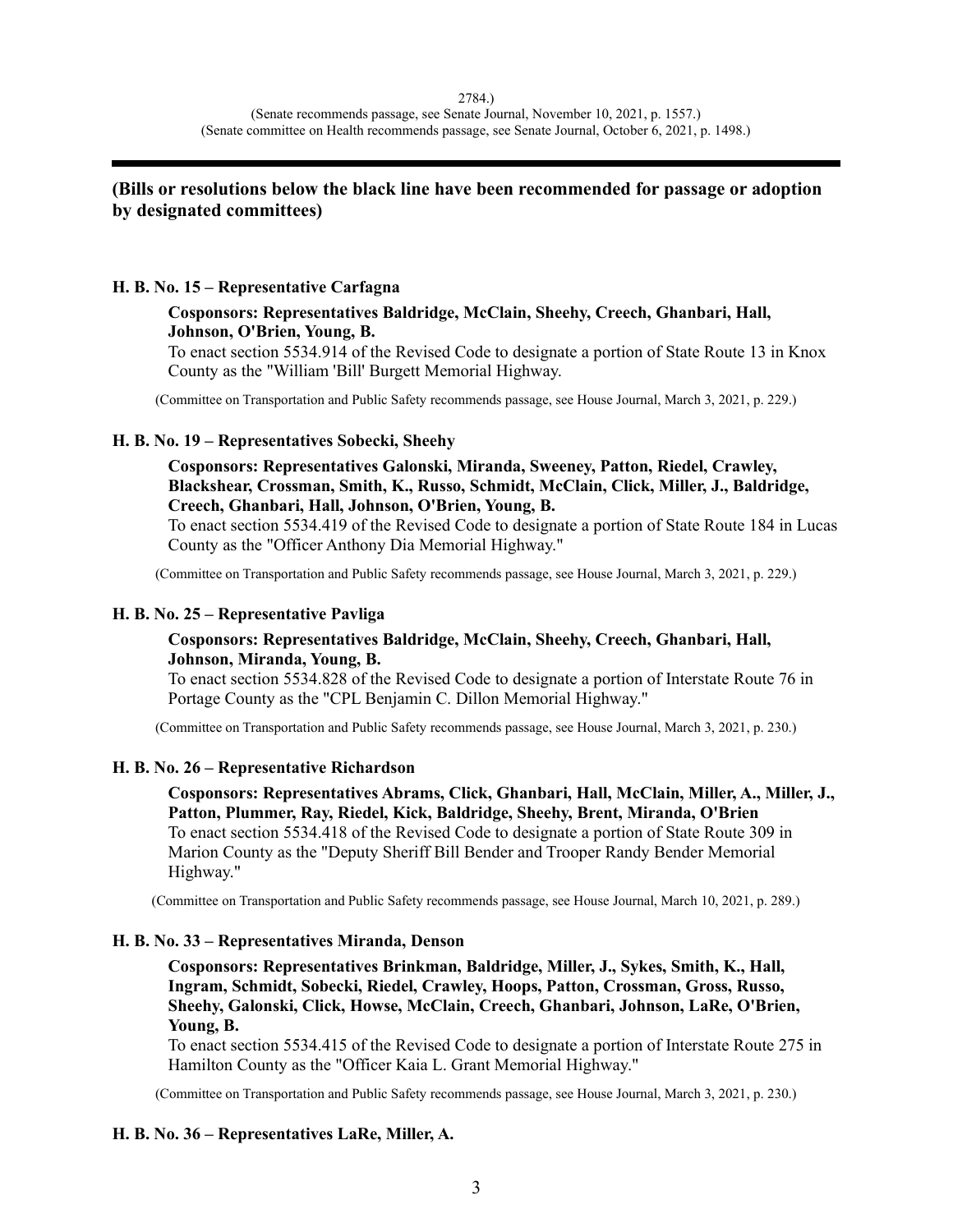2784.)
(Senate recommends passage, see Senate Journal, November 10, 2021, p. 1557.)
(Senate committee on Health recommends passage, see Senate Journal, October 6, 2021, p. 1498.)

---

**(Bills or resolutions below the black line have been recommended for passage or adoption by designated committees)**

**H. B. No. 15 – Representative Carfagna**

**Cosponsors: Representatives Baldridge, McClain, Sheehy, Creech, Ghanbari, Hall, Johnson, O'Brien, Young, B.**
To enact section 5534.914 of the Revised Code to designate a portion of State Route 13 in Knox County as the "William 'Bill' Burgett Memorial Highway.

(Committee on Transportation and Public Safety recommends passage, see House Journal, March 3, 2021, p. 229.)

**H. B. No. 19 – Representatives Sobecki, Sheehy**

**Cosponsors: Representatives Galonski, Miranda, Sweeney, Patton, Riedel, Crawley, Blackshear, Crossman, Smith, K., Russo, Schmidt, McClain, Click, Miller, J., Baldridge, Creech, Ghanbari, Hall, Johnson, O'Brien, Young, B.**
To enact section 5534.419 of the Revised Code to designate a portion of State Route 184 in Lucas County as the "Officer Anthony Dia Memorial Highway."

(Committee on Transportation and Public Safety recommends passage, see House Journal, March 3, 2021, p. 229.)

**H. B. No. 25 – Representative Pavliga**

**Cosponsors: Representatives Baldridge, McClain, Sheehy, Creech, Ghanbari, Hall, Johnson, Miranda, Young, B.**
To enact section 5534.828 of the Revised Code to designate a portion of Interstate Route 76 in Portage County as the "CPL Benjamin C. Dillon Memorial Highway."

(Committee on Transportation and Public Safety recommends passage, see House Journal, March 3, 2021, p. 230.)

**H. B. No. 26 – Representative Richardson**

**Cosponsors: Representatives Abrams, Click, Ghanbari, Hall, McClain, Miller, A., Miller, J., Patton, Plummer, Ray, Riedel, Kick, Baldridge, Sheehy, Brent, Miranda, O'Brien**
To enact section 5534.418 of the Revised Code to designate a portion of State Route 309 in Marion County as the "Deputy Sheriff Bill Bender and Trooper Randy Bender Memorial Highway."

(Committee on Transportation and Public Safety recommends passage, see House Journal, March 10, 2021, p. 289.)

**H. B. No. 33 – Representatives Miranda, Denson**

**Cosponsors: Representatives Brinkman, Baldridge, Miller, J., Sykes, Smith, K., Hall, Ingram, Schmidt, Sobecki, Riedel, Crawley, Hoops, Patton, Crossman, Gross, Russo, Sheehy, Galonski, Click, Howse, McClain, Creech, Ghanbari, Johnson, LaRe, O'Brien, Young, B.**
To enact section 5534.415 of the Revised Code to designate a portion of Interstate Route 275 in Hamilton County as the "Officer Kaia L. Grant Memorial Highway."

(Committee on Transportation and Public Safety recommends passage, see House Journal, March 3, 2021, p. 230.)

**H. B. No. 36 – Representatives LaRe, Miller, A.**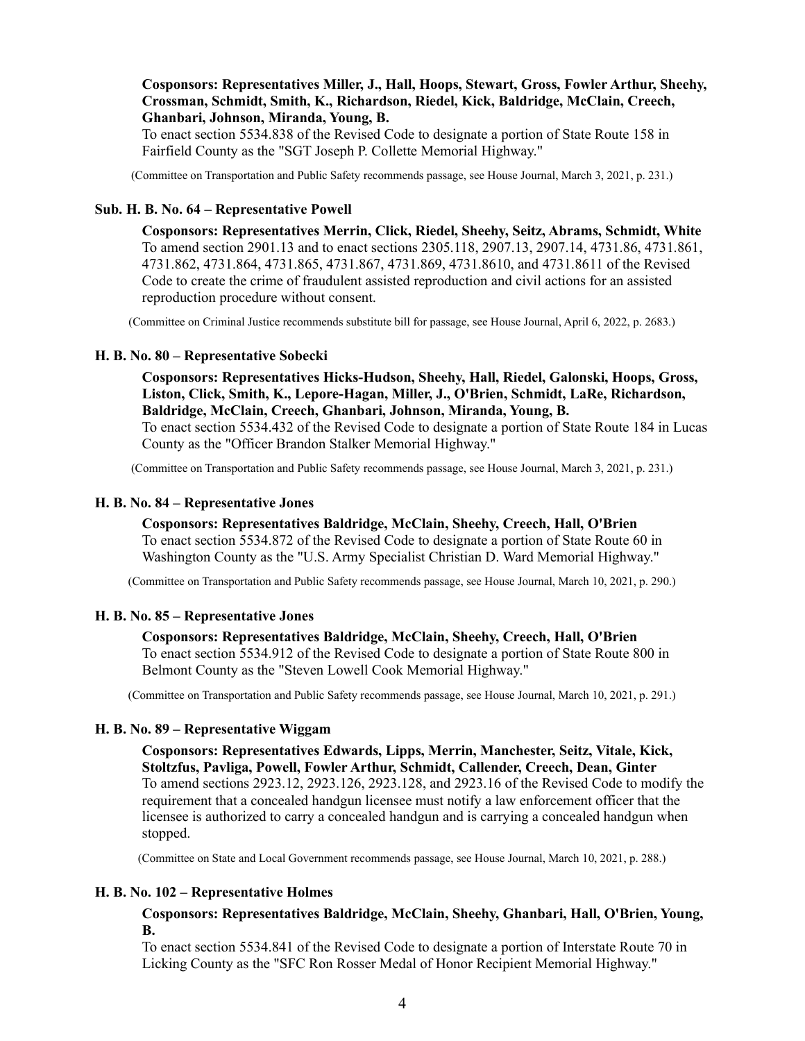**Cosponsors: Representatives Miller, J., Hall, Hoops, Stewart, Gross, Fowler Arthur, Sheehy, Crossman, Schmidt, Smith, K., Richardson, Riedel, Kick, Baldridge, McClain, Creech, Ghanbari, Johnson, Miranda, Young, B.**
To enact section 5534.838 of the Revised Code to designate a portion of State Route 158 in Fairfield County as the "SGT Joseph P. Collette Memorial Highway."

(Committee on Transportation and Public Safety recommends passage, see House Journal, March 3, 2021, p. 231.)

#### Sub. H. B. No. 64 – Representative Powell

**Cosponsors: Representatives Merrin, Click, Riedel, Sheehy, Seitz, Abrams, Schmidt, White**
To amend section 2901.13 and to enact sections 2305.118, 2907.13, 2907.14, 4731.86, 4731.861, 4731.862, 4731.864, 4731.865, 4731.867, 4731.869, 4731.8610, and 4731.8611 of the Revised Code to create the crime of fraudulent assisted reproduction and civil actions for an assisted reproduction procedure without consent.

(Committee on Criminal Justice recommends substitute bill for passage, see House Journal, April 6, 2022, p. 2683.)

#### H. B. No. 80 – Representative Sobecki

**Cosponsors: Representatives Hicks-Hudson, Sheehy, Hall, Riedel, Galonski, Hoops, Gross, Liston, Click, Smith, K., Lepore-Hagan, Miller, J., O'Brien, Schmidt, LaRe, Richardson, Baldridge, McClain, Creech, Ghanbari, Johnson, Miranda, Young, B.**
To enact section 5534.432 of the Revised Code to designate a portion of State Route 184 in Lucas County as the "Officer Brandon Stalker Memorial Highway."

(Committee on Transportation and Public Safety recommends passage, see House Journal, March 3, 2021, p. 231.)

#### H. B. No. 84 – Representative Jones

**Cosponsors: Representatives Baldridge, McClain, Sheehy, Creech, Hall, O'Brien**
To enact section 5534.872 of the Revised Code to designate a portion of State Route 60 in Washington County as the "U.S. Army Specialist Christian D. Ward Memorial Highway."

(Committee on Transportation and Public Safety recommends passage, see House Journal, March 10, 2021, p. 290.)

#### H. B. No. 85 – Representative Jones

**Cosponsors: Representatives Baldridge, McClain, Sheehy, Creech, Hall, O'Brien**
To enact section 5534.912 of the Revised Code to designate a portion of State Route 800 in Belmont County as the "Steven Lowell Cook Memorial Highway."

(Committee on Transportation and Public Safety recommends passage, see House Journal, March 10, 2021, p. 291.)

#### H. B. No. 89 – Representative Wiggam

**Cosponsors: Representatives Edwards, Lipps, Merrin, Manchester, Seitz, Vitale, Kick, Stoltzfus, Pavliga, Powell, Fowler Arthur, Schmidt, Callender, Creech, Dean, Ginter**
To amend sections 2923.12, 2923.126, 2923.128, and 2923.16 of the Revised Code to modify the requirement that a concealed handgun licensee must notify a law enforcement officer that the licensee is authorized to carry a concealed handgun and is carrying a concealed handgun when stopped.

(Committee on State and Local Government recommends passage, see House Journal, March 10, 2021, p. 288.)

#### H. B. No. 102 – Representative Holmes

**Cosponsors: Representatives Baldridge, McClain, Sheehy, Ghanbari, Hall, O'Brien, Young, B.**
To enact section 5534.841 of the Revised Code to designate a portion of Interstate Route 70 in Licking County as the "SFC Ron Rosser Medal of Honor Recipient Memorial Highway."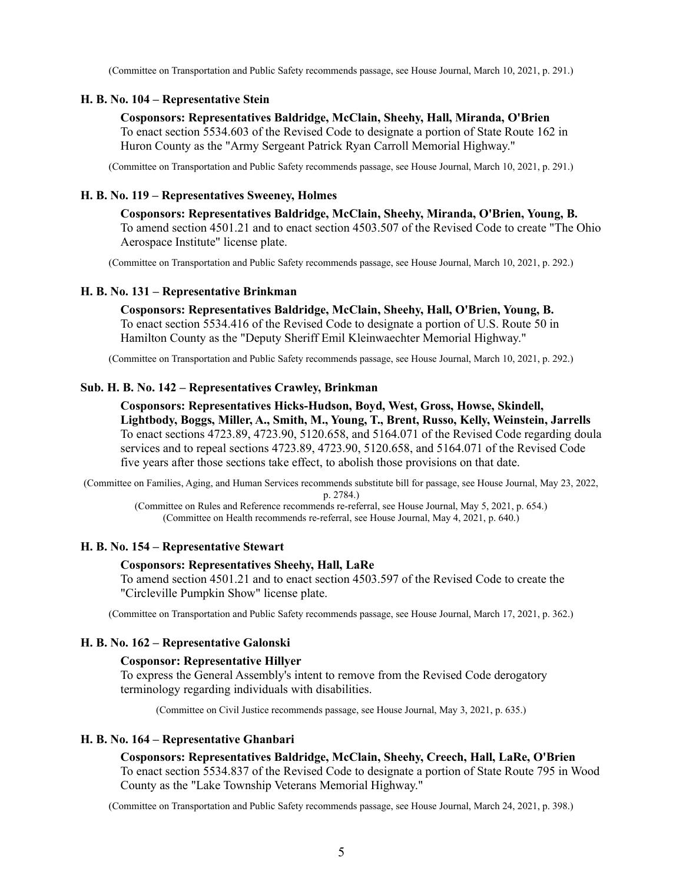(Committee on Transportation and Public Safety recommends passage, see House Journal, March 10, 2021, p. 291.)

**H. B. No. 104 – Representative Stein**

**Cosponsors: Representatives Baldridge, McClain, Sheehy, Hall, Miranda, O'Brien**
To enact section 5534.603 of the Revised Code to designate a portion of State Route 162 in Huron County as the "Army Sergeant Patrick Ryan Carroll Memorial Highway."

(Committee on Transportation and Public Safety recommends passage, see House Journal, March 10, 2021, p. 291.)

**H. B. No. 119 – Representatives Sweeney, Holmes**

**Cosponsors: Representatives Baldridge, McClain, Sheehy, Miranda, O'Brien, Young, B.**
To amend section 4501.21 and to enact section 4503.507 of the Revised Code to create "The Ohio Aerospace Institute" license plate.

(Committee on Transportation and Public Safety recommends passage, see House Journal, March 10, 2021, p. 292.)

**H. B. No. 131 – Representative Brinkman**

**Cosponsors: Representatives Baldridge, McClain, Sheehy, Hall, O'Brien, Young, B.**
To enact section 5534.416 of the Revised Code to designate a portion of U.S. Route 50 in Hamilton County as the "Deputy Sheriff Emil Kleinwaechter Memorial Highway."

(Committee on Transportation and Public Safety recommends passage, see House Journal, March 10, 2021, p. 292.)

**Sub. H. B. No. 142 – Representatives Crawley, Brinkman**

**Cosponsors: Representatives Hicks-Hudson, Boyd, West, Gross, Howse, Skindell, Lightbody, Boggs, Miller, A., Smith, M., Young, T., Brent, Russo, Kelly, Weinstein, Jarrells**
To enact sections 4723.89, 4723.90, 5120.658, and 5164.071 of the Revised Code regarding doula services and to repeal sections 4723.89, 4723.90, 5120.658, and 5164.071 of the Revised Code five years after those sections take effect, to abolish those provisions on that date.

(Committee on Families, Aging, and Human Services recommends substitute bill for passage, see House Journal, May 23, 2022, p. 2784.)
(Committee on Rules and Reference recommends re-referral, see House Journal, May 5, 2021, p. 654.)
(Committee on Health recommends re-referral, see House Journal, May 4, 2021, p. 640.)

**H. B. No. 154 – Representative Stewart**

**Cosponsors: Representatives Sheehy, Hall, LaRe**
To amend section 4501.21 and to enact section 4503.597 of the Revised Code to create the "Circleville Pumpkin Show" license plate.

(Committee on Transportation and Public Safety recommends passage, see House Journal, March 17, 2021, p. 362.)

**H. B. No. 162 – Representative Galonski**

**Cosponsor: Representative Hillyer**
To express the General Assembly's intent to remove from the Revised Code derogatory terminology regarding individuals with disabilities.

(Committee on Civil Justice recommends passage, see House Journal, May 3, 2021, p. 635.)

**H. B. No. 164 – Representative Ghanbari**

**Cosponsors: Representatives Baldridge, McClain, Sheehy, Creech, Hall, LaRe, O'Brien**
To enact section 5534.837 of the Revised Code to designate a portion of State Route 795 in Wood County as the "Lake Township Veterans Memorial Highway."

(Committee on Transportation and Public Safety recommends passage, see House Journal, March 24, 2021, p. 398.)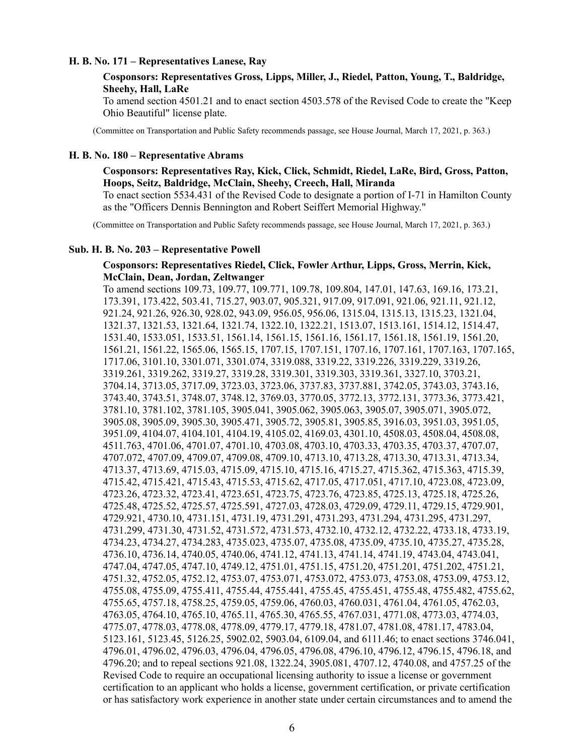**H. B. No. 171 – Representatives Lanese, Ray**

**Cosponsors: Representatives Gross, Lipps, Miller, J., Riedel, Patton, Young, T., Baldridge, Sheehy, Hall, LaRe**

To amend section 4501.21 and to enact section 4503.578 of the Revised Code to create the "Keep Ohio Beautiful" license plate.

(Committee on Transportation and Public Safety recommends passage, see House Journal, March 17, 2021, p. 363.)

**H. B. No. 180 – Representative Abrams**

**Cosponsors: Representatives Ray, Kick, Click, Schmidt, Riedel, LaRe, Bird, Gross, Patton, Hoops, Seitz, Baldridge, McClain, Sheehy, Creech, Hall, Miranda**

To enact section 5534.431 of the Revised Code to designate a portion of I-71 in Hamilton County as the "Officers Dennis Bennington and Robert Seiffert Memorial Highway."

(Committee on Transportation and Public Safety recommends passage, see House Journal, March 17, 2021, p. 363.)

**Sub. H. B. No. 203 – Representative Powell**

**Cosponsors: Representatives Riedel, Click, Fowler Arthur, Lipps, Gross, Merrin, Kick, McClain, Dean, Jordan, Zeltwanger**

To amend sections 109.73, 109.77, 109.771, 109.78, 109.804, 147.01, 147.63, 169.16, 173.21, 173.391, 173.422, 503.41, 715.27, 903.07, 905.321, 917.09, 917.091, 921.06, 921.11, 921.12, 921.24, 921.26, 926.30, 928.02, 943.09, 956.05, 956.06, 1315.04, 1315.13, 1315.23, 1321.04, 1321.37, 1321.53, 1321.64, 1321.74, 1322.10, 1322.21, 1513.07, 1513.161, 1514.12, 1514.47, 1531.40, 1533.051, 1533.51, 1561.14, 1561.15, 1561.16, 1561.17, 1561.18, 1561.19, 1561.20, 1561.21, 1561.22, 1565.06, 1565.15, 1707.15, 1707.151, 1707.16, 1707.161, 1707.163, 1707.165, 1717.06, 3101.10, 3301.071, 3301.074, 3319.088, 3319.22, 3319.226, 3319.229, 3319.26, 3319.261, 3319.262, 3319.27, 3319.28, 3319.301, 3319.303, 3319.361, 3327.10, 3703.21, 3704.14, 3713.05, 3717.09, 3723.03, 3723.06, 3737.83, 3737.881, 3742.05, 3743.03, 3743.16, 3743.40, 3743.51, 3748.07, 3748.12, 3769.03, 3770.05, 3772.13, 3772.131, 3773.36, 3773.421, 3781.10, 3781.102, 3781.105, 3905.041, 3905.062, 3905.063, 3905.07, 3905.071, 3905.072, 3905.08, 3905.09, 3905.30, 3905.471, 3905.72, 3905.81, 3905.85, 3916.03, 3951.03, 3951.05, 3951.09, 4104.07, 4104.101, 4104.19, 4105.02, 4169.03, 4301.10, 4508.03, 4508.04, 4508.08, 4511.763, 4701.06, 4701.07, 4701.10, 4703.08, 4703.10, 4703.33, 4703.35, 4703.37, 4707.07, 4707.072, 4707.09, 4709.07, 4709.08, 4709.10, 4713.10, 4713.28, 4713.30, 4713.31, 4713.34, 4713.37, 4713.69, 4715.03, 4715.09, 4715.10, 4715.16, 4715.27, 4715.362, 4715.363, 4715.39, 4715.42, 4715.421, 4715.43, 4715.53, 4715.62, 4717.05, 4717.051, 4717.10, 4723.08, 4723.09, 4723.26, 4723.32, 4723.41, 4723.651, 4723.75, 4723.76, 4723.85, 4725.13, 4725.18, 4725.26, 4725.48, 4725.52, 4725.57, 4725.591, 4727.03, 4728.03, 4729.09, 4729.11, 4729.15, 4729.901, 4729.921, 4730.10, 4731.151, 4731.19, 4731.291, 4731.293, 4731.294, 4731.295, 4731.297, 4731.299, 4731.30, 4731.52, 4731.572, 4731.573, 4732.10, 4732.12, 4732.22, 4733.18, 4733.19, 4734.23, 4734.27, 4734.283, 4735.023, 4735.07, 4735.08, 4735.09, 4735.10, 4735.27, 4735.28, 4736.10, 4736.14, 4740.05, 4740.06, 4741.12, 4741.13, 4741.14, 4741.19, 4743.04, 4743.041, 4747.04, 4747.05, 4747.10, 4749.12, 4751.01, 4751.15, 4751.20, 4751.201, 4751.202, 4751.21, 4751.32, 4752.05, 4752.12, 4753.07, 4753.071, 4753.072, 4753.073, 4753.08, 4753.09, 4753.12, 4755.08, 4755.09, 4755.411, 4755.44, 4755.441, 4755.45, 4755.451, 4755.48, 4755.482, 4755.62, 4755.65, 4757.18, 4758.25, 4759.05, 4759.06, 4760.03, 4760.031, 4761.04, 4761.05, 4762.03, 4763.05, 4764.10, 4765.10, 4765.11, 4765.30, 4765.55, 4767.031, 4771.08, 4773.03, 4774.03, 4775.07, 4778.03, 4778.08, 4778.09, 4779.17, 4779.18, 4781.07, 4781.08, 4781.17, 4783.04, 5123.161, 5123.45, 5126.25, 5902.02, 5903.04, 6109.04, and 6111.46; to enact sections 3746.041, 4796.01, 4796.02, 4796.03, 4796.04, 4796.05, 4796.08, 4796.10, 4796.12, 4796.15, 4796.18, and 4796.20; and to repeal sections 921.08, 1322.24, 3905.081, 4707.12, 4740.08, and 4757.25 of the Revised Code to require an occupational licensing authority to issue a license or government certification to an applicant who holds a license, government certification, or private certification or has satisfactory work experience in another state under certain circumstances and to amend the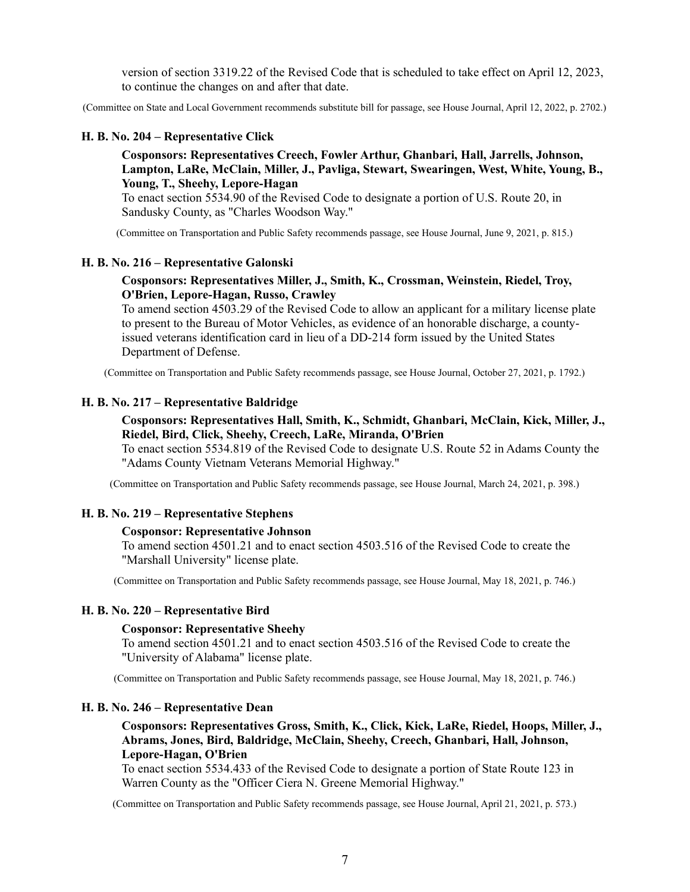version of section 3319.22 of the Revised Code that is scheduled to take effect on April 12, 2023, to continue the changes on and after that date.

(Committee on State and Local Government recommends substitute bill for passage, see House Journal, April 12, 2022, p. 2702.)

**H. B. No. 204 – Representative Click**

**Cosponsors: Representatives Creech, Fowler Arthur, Ghanbari, Hall, Jarrells, Johnson, Lampton, LaRe, McClain, Miller, J., Pavliga, Stewart, Swearingen, West, White, Young, B., Young, T., Sheehy, Lepore-Hagan**

To enact section 5534.90 of the Revised Code to designate a portion of U.S. Route 20, in Sandusky County, as "Charles Woodson Way."

(Committee on Transportation and Public Safety recommends passage, see House Journal, June 9, 2021, p. 815.)

**H. B. No. 216 – Representative Galonski**

**Cosponsors: Representatives Miller, J., Smith, K., Crossman, Weinstein, Riedel, Troy, O'Brien, Lepore-Hagan, Russo, Crawley**

To amend section 4503.29 of the Revised Code to allow an applicant for a military license plate to present to the Bureau of Motor Vehicles, as evidence of an honorable discharge, a county-issued veterans identification card in lieu of a DD-214 form issued by the United States Department of Defense.

(Committee on Transportation and Public Safety recommends passage, see House Journal, October 27, 2021, p. 1792.)

**H. B. No. 217 – Representative Baldridge**

**Cosponsors: Representatives Hall, Smith, K., Schmidt, Ghanbari, McClain, Kick, Miller, J., Riedel, Bird, Click, Sheehy, Creech, LaRe, Miranda, O'Brien**

To enact section 5534.819 of the Revised Code to designate U.S. Route 52 in Adams County the "Adams County Vietnam Veterans Memorial Highway."

(Committee on Transportation and Public Safety recommends passage, see House Journal, March 24, 2021, p. 398.)

**H. B. No. 219 – Representative Stephens**

**Cosponsor: Representative Johnson**

To amend section 4501.21 and to enact section 4503.516 of the Revised Code to create the "Marshall University" license plate.

(Committee on Transportation and Public Safety recommends passage, see House Journal, May 18, 2021, p. 746.)

**H. B. No. 220 – Representative Bird**

**Cosponsor: Representative Sheehy**

To amend section 4501.21 and to enact section 4503.516 of the Revised Code to create the "University of Alabama" license plate.

(Committee on Transportation and Public Safety recommends passage, see House Journal, May 18, 2021, p. 746.)

**H. B. No. 246 – Representative Dean**

**Cosponsors: Representatives Gross, Smith, K., Click, Kick, LaRe, Riedel, Hoops, Miller, J., Abrams, Jones, Bird, Baldridge, McClain, Sheehy, Creech, Ghanbari, Hall, Johnson, Lepore-Hagan, O'Brien**

To enact section 5534.433 of the Revised Code to designate a portion of State Route 123 in Warren County as the "Officer Ciera N. Greene Memorial Highway."

(Committee on Transportation and Public Safety recommends passage, see House Journal, April 21, 2021, p. 573.)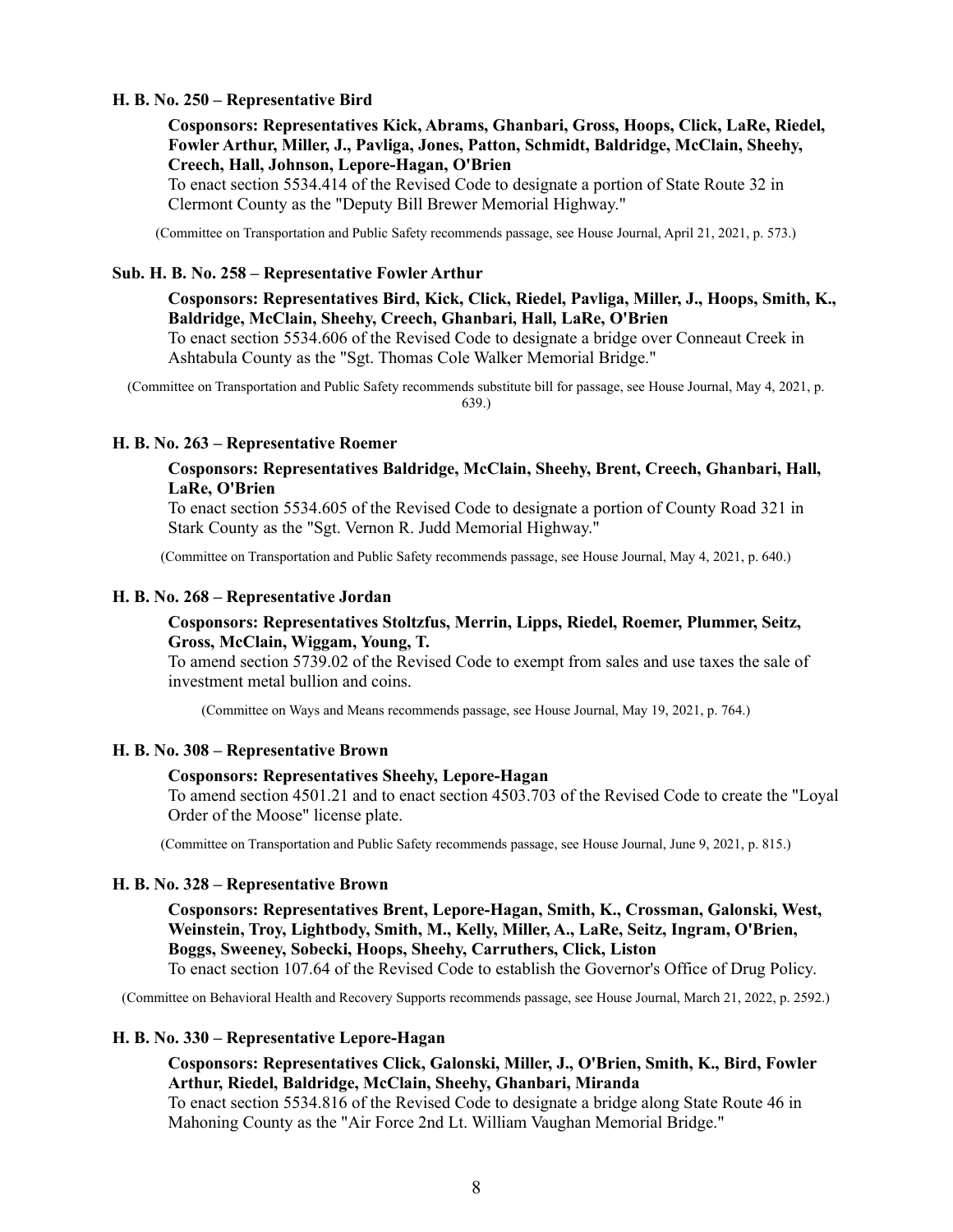**H. B. No. 250 – Representative Bird**

**Cosponsors: Representatives Kick, Abrams, Ghanbari, Gross, Hoops, Click, LaRe, Riedel, Fowler Arthur, Miller, J., Pavliga, Jones, Patton, Schmidt, Baldridge, McClain, Sheehy, Creech, Hall, Johnson, Lepore-Hagan, O'Brien**

To enact section 5534.414 of the Revised Code to designate a portion of State Route 32 in Clermont County as the "Deputy Bill Brewer Memorial Highway."

(Committee on Transportation and Public Safety recommends passage, see House Journal, April 21, 2021, p. 573.)

**Sub. H. B. No. 258 – Representative Fowler Arthur**

**Cosponsors: Representatives Bird, Kick, Click, Riedel, Pavliga, Miller, J., Hoops, Smith, K., Baldridge, McClain, Sheehy, Creech, Ghanbari, Hall, LaRe, O'Brien**

To enact section 5534.606 of the Revised Code to designate a bridge over Conneaut Creek in Ashtabula County as the "Sgt. Thomas Cole Walker Memorial Bridge."

(Committee on Transportation and Public Safety recommends substitute bill for passage, see House Journal, May 4, 2021, p. 639.)

**H. B. No. 263 – Representative Roemer**

**Cosponsors: Representatives Baldridge, McClain, Sheehy, Brent, Creech, Ghanbari, Hall, LaRe, O'Brien**

To enact section 5534.605 of the Revised Code to designate a portion of County Road 321 in Stark County as the "Sgt. Vernon R. Judd Memorial Highway."

(Committee on Transportation and Public Safety recommends passage, see House Journal, May 4, 2021, p. 640.)

**H. B. No. 268 – Representative Jordan**

**Cosponsors: Representatives Stoltzfus, Merrin, Lipps, Riedel, Roemer, Plummer, Seitz, Gross, McClain, Wiggam, Young, T.**

To amend section 5739.02 of the Revised Code to exempt from sales and use taxes the sale of investment metal bullion and coins.

(Committee on Ways and Means recommends passage, see House Journal, May 19, 2021, p. 764.)

**H. B. No. 308 – Representative Brown**

**Cosponsors: Representatives Sheehy, Lepore-Hagan**

To amend section 4501.21 and to enact section 4503.703 of the Revised Code to create the "Loyal Order of the Moose" license plate.

(Committee on Transportation and Public Safety recommends passage, see House Journal, June 9, 2021, p. 815.)

**H. B. No. 328 – Representative Brown**

**Cosponsors: Representatives Brent, Lepore-Hagan, Smith, K., Crossman, Galonski, West, Weinstein, Troy, Lightbody, Smith, M., Kelly, Miller, A., LaRe, Seitz, Ingram, O'Brien, Boggs, Sweeney, Sobecki, Hoops, Sheehy, Carruthers, Click, Liston**

To enact section 107.64 of the Revised Code to establish the Governor's Office of Drug Policy.

(Committee on Behavioral Health and Recovery Supports recommends passage, see House Journal, March 21, 2022, p. 2592.)

**H. B. No. 330 – Representative Lepore-Hagan**

**Cosponsors: Representatives Click, Galonski, Miller, J., O'Brien, Smith, K., Bird, Fowler Arthur, Riedel, Baldridge, McClain, Sheehy, Ghanbari, Miranda**

To enact section 5534.816 of the Revised Code to designate a bridge along State Route 46 in Mahoning County as the "Air Force 2nd Lt. William Vaughan Memorial Bridge."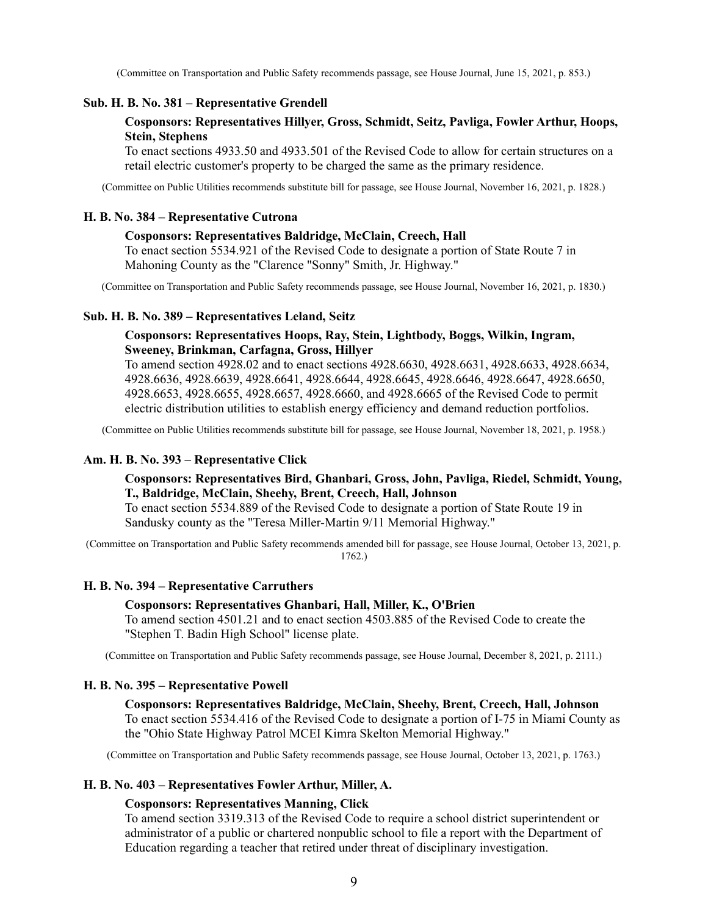(Committee on Transportation and Public Safety recommends passage, see House Journal, June 15, 2021, p. 853.)

**Sub. H. B. No. 381 – Representative Grendell**

**Cosponsors: Representatives Hillyer, Gross, Schmidt, Seitz, Pavliga, Fowler Arthur, Hoops, Stein, Stephens**

To enact sections 4933.50 and 4933.501 of the Revised Code to allow for certain structures on a retail electric customer's property to be charged the same as the primary residence.

(Committee on Public Utilities recommends substitute bill for passage, see House Journal, November 16, 2021, p. 1828.)

**H. B. No. 384 – Representative Cutrona**

**Cosponsors: Representatives Baldridge, McClain, Creech, Hall**

To enact section 5534.921 of the Revised Code to designate a portion of State Route 7 in Mahoning County as the "Clarence "Sonny" Smith, Jr. Highway."

(Committee on Transportation and Public Safety recommends passage, see House Journal, November 16, 2021, p. 1830.)

**Sub. H. B. No. 389 – Representatives Leland, Seitz**

**Cosponsors: Representatives Hoops, Ray, Stein, Lightbody, Boggs, Wilkin, Ingram, Sweeney, Brinkman, Carfagna, Gross, Hillyer**

To amend section 4928.02 and to enact sections 4928.6630, 4928.6631, 4928.6633, 4928.6634, 4928.6636, 4928.6639, 4928.6641, 4928.6644, 4928.6645, 4928.6646, 4928.6647, 4928.6650, 4928.6653, 4928.6655, 4928.6657, 4928.6660, and 4928.6665 of the Revised Code to permit electric distribution utilities to establish energy efficiency and demand reduction portfolios.

(Committee on Public Utilities recommends substitute bill for passage, see House Journal, November 18, 2021, p. 1958.)

**Am. H. B. No. 393 – Representative Click**

**Cosponsors: Representatives Bird, Ghanbari, Gross, John, Pavliga, Riedel, Schmidt, Young, T., Baldridge, McClain, Sheehy, Brent, Creech, Hall, Johnson**

To enact section 5534.889 of the Revised Code to designate a portion of State Route 19 in Sandusky county as the "Teresa Miller-Martin 9/11 Memorial Highway."

(Committee on Transportation and Public Safety recommends amended bill for passage, see House Journal, October 13, 2021, p. 1762.)

**H. B. No. 394 – Representative Carruthers**

**Cosponsors: Representatives Ghanbari, Hall, Miller, K., O'Brien**

To amend section 4501.21 and to enact section 4503.885 of the Revised Code to create the "Stephen T. Badin High School" license plate.

(Committee on Transportation and Public Safety recommends passage, see House Journal, December 8, 2021, p. 2111.)

**H. B. No. 395 – Representative Powell**

**Cosponsors: Representatives Baldridge, McClain, Sheehy, Brent, Creech, Hall, Johnson**

To enact section 5534.416 of the Revised Code to designate a portion of I-75 in Miami County as the "Ohio State Highway Patrol MCEI Kimra Skelton Memorial Highway."

(Committee on Transportation and Public Safety recommends passage, see House Journal, October 13, 2021, p. 1763.)

**H. B. No. 403 – Representatives Fowler Arthur, Miller, A.**

**Cosponsors: Representatives Manning, Click**

To amend section 3319.313 of the Revised Code to require a school district superintendent or administrator of a public or chartered nonpublic school to file a report with the Department of Education regarding a teacher that retired under threat of disciplinary investigation.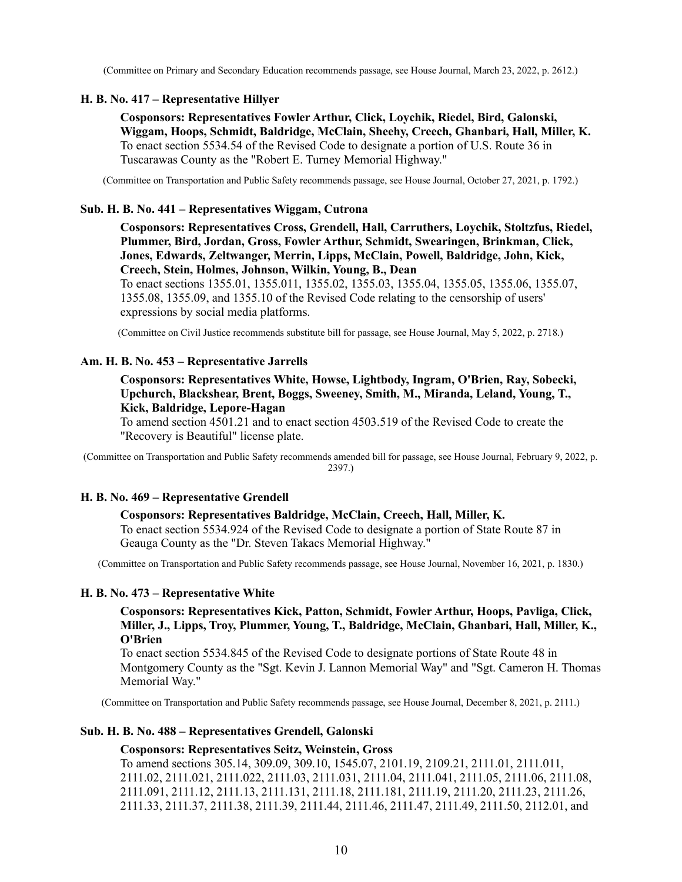(Committee on Primary and Secondary Education recommends passage, see House Journal, March 23, 2022, p. 2612.)

**H. B. No. 417 – Representative Hillyer**

**Cosponsors: Representatives Fowler Arthur, Click, Loychik, Riedel, Bird, Galonski, Wiggam, Hoops, Schmidt, Baldridge, McClain, Sheehy, Creech, Ghanbari, Hall, Miller, K.**
To enact section 5534.54 of the Revised Code to designate a portion of U.S. Route 36 in Tuscarawas County as the "Robert E. Turney Memorial Highway."

(Committee on Transportation and Public Safety recommends passage, see House Journal, October 27, 2021, p. 1792.)

**Sub. H. B. No. 441 – Representatives Wiggam, Cutrona**

**Cosponsors: Representatives Cross, Grendell, Hall, Carruthers, Loychik, Stoltzfus, Riedel, Plummer, Bird, Jordan, Gross, Fowler Arthur, Schmidt, Swearingen, Brinkman, Click, Jones, Edwards, Zeltwanger, Merrin, Lipps, McClain, Powell, Baldridge, John, Kick, Creech, Stein, Holmes, Johnson, Wilkin, Young, B., Dean**
To enact sections 1355.01, 1355.011, 1355.02, 1355.03, 1355.04, 1355.05, 1355.06, 1355.07, 1355.08, 1355.09, and 1355.10 of the Revised Code relating to the censorship of users' expressions by social media platforms.

(Committee on Civil Justice recommends substitute bill for passage, see House Journal, May 5, 2022, p. 2718.)

**Am. H. B. No. 453 – Representative Jarrells**

**Cosponsors: Representatives White, Howse, Lightbody, Ingram, O'Brien, Ray, Sobecki, Upchurch, Blackshear, Brent, Boggs, Sweeney, Smith, M., Miranda, Leland, Young, T., Kick, Baldridge, Lepore-Hagan**
To amend section 4501.21 and to enact section 4503.519 of the Revised Code to create the "Recovery is Beautiful" license plate.

(Committee on Transportation and Public Safety recommends amended bill for passage, see House Journal, February 9, 2022, p. 2397.)

**H. B. No. 469 – Representative Grendell**

**Cosponsors: Representatives Baldridge, McClain, Creech, Hall, Miller, K.**
To enact section 5534.924 of the Revised Code to designate a portion of State Route 87 in Geauga County as the "Dr. Steven Takacs Memorial Highway."

(Committee on Transportation and Public Safety recommends passage, see House Journal, November 16, 2021, p. 1830.)

**H. B. No. 473 – Representative White**

**Cosponsors: Representatives Kick, Patton, Schmidt, Fowler Arthur, Hoops, Pavliga, Click, Miller, J., Lipps, Troy, Plummer, Young, T., Baldridge, McClain, Ghanbari, Hall, Miller, K., O'Brien**
To enact section 5534.845 of the Revised Code to designate portions of State Route 48 in Montgomery County as the "Sgt. Kevin J. Lannon Memorial Way" and "Sgt. Cameron H. Thomas Memorial Way."

(Committee on Transportation and Public Safety recommends passage, see House Journal, December 8, 2021, p. 2111.)

**Sub. H. B. No. 488 – Representatives Grendell, Galonski**

**Cosponsors: Representatives Seitz, Weinstein, Gross**
To amend sections 305.14, 309.09, 309.10, 1545.07, 2101.19, 2109.21, 2111.01, 2111.011, 2111.02, 2111.021, 2111.022, 2111.03, 2111.031, 2111.04, 2111.041, 2111.05, 2111.06, 2111.08, 2111.091, 2111.12, 2111.13, 2111.131, 2111.18, 2111.181, 2111.19, 2111.20, 2111.23, 2111.26, 2111.33, 2111.37, 2111.38, 2111.39, 2111.44, 2111.46, 2111.47, 2111.49, 2111.50, 2112.01, and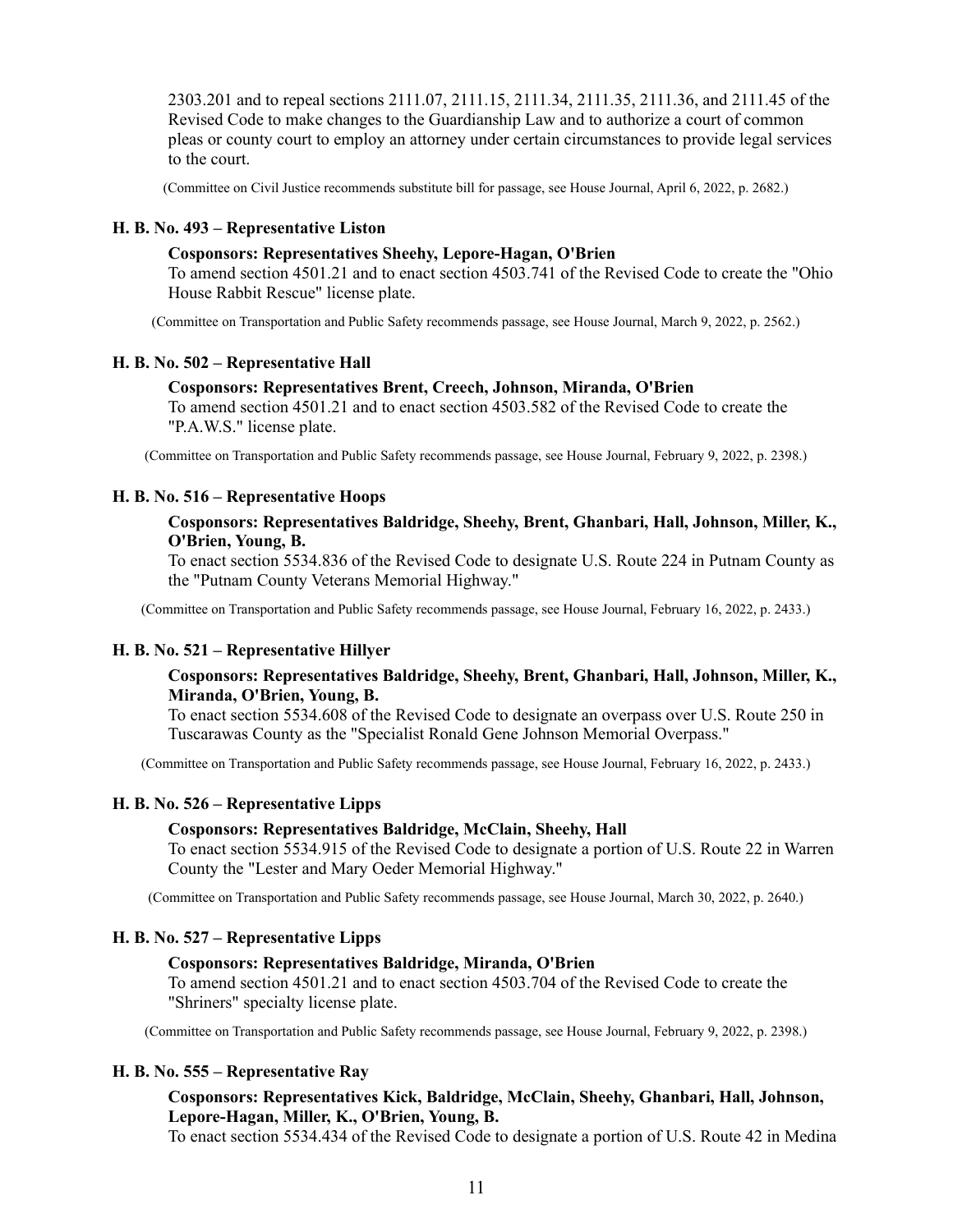2303.201 and to repeal sections 2111.07, 2111.15, 2111.34, 2111.35, 2111.36, and 2111.45 of the Revised Code to make changes to the Guardianship Law and to authorize a court of common pleas or county court to employ an attorney under certain circumstances to provide legal services to the court.

(Committee on Civil Justice recommends substitute bill for passage, see House Journal, April 6, 2022, p. 2682.)

**H. B. No. 493 – Representative Liston**

**Cosponsors: Representatives Sheehy, Lepore-Hagan, O'Brien**

To amend section 4501.21 and to enact section 4503.741 of the Revised Code to create the "Ohio House Rabbit Rescue" license plate.

(Committee on Transportation and Public Safety recommends passage, see House Journal, March 9, 2022, p. 2562.)

**H. B. No. 502 – Representative Hall**

**Cosponsors: Representatives Brent, Creech, Johnson, Miranda, O'Brien**

To amend section 4501.21 and to enact section 4503.582 of the Revised Code to create the "P.A.W.S." license plate.

(Committee on Transportation and Public Safety recommends passage, see House Journal, February 9, 2022, p. 2398.)

**H. B. No. 516 – Representative Hoops**

**Cosponsors: Representatives Baldridge, Sheehy, Brent, Ghanbari, Hall, Johnson, Miller, K., O'Brien, Young, B.**

To enact section 5534.836 of the Revised Code to designate U.S. Route 224 in Putnam County as the "Putnam County Veterans Memorial Highway."

(Committee on Transportation and Public Safety recommends passage, see House Journal, February 16, 2022, p. 2433.)

**H. B. No. 521 – Representative Hillyer**

**Cosponsors: Representatives Baldridge, Sheehy, Brent, Ghanbari, Hall, Johnson, Miller, K., Miranda, O'Brien, Young, B.**

To enact section 5534.608 of the Revised Code to designate an overpass over U.S. Route 250 in Tuscarawas County as the "Specialist Ronald Gene Johnson Memorial Overpass."

(Committee on Transportation and Public Safety recommends passage, see House Journal, February 16, 2022, p. 2433.)

**H. B. No. 526 – Representative Lipps**

**Cosponsors: Representatives Baldridge, McClain, Sheehy, Hall**

To enact section 5534.915 of the Revised Code to designate a portion of U.S. Route 22 in Warren County the "Lester and Mary Oeder Memorial Highway."

(Committee on Transportation and Public Safety recommends passage, see House Journal, March 30, 2022, p. 2640.)

**H. B. No. 527 – Representative Lipps**

**Cosponsors: Representatives Baldridge, Miranda, O'Brien**

To amend section 4501.21 and to enact section 4503.704 of the Revised Code to create the "Shriners" specialty license plate.

(Committee on Transportation and Public Safety recommends passage, see House Journal, February 9, 2022, p. 2398.)

**H. B. No. 555 – Representative Ray**

**Cosponsors: Representatives Kick, Baldridge, McClain, Sheehy, Ghanbari, Hall, Johnson, Lepore-Hagan, Miller, K., O'Brien, Young, B.**

To enact section 5534.434 of the Revised Code to designate a portion of U.S. Route 42 in Medina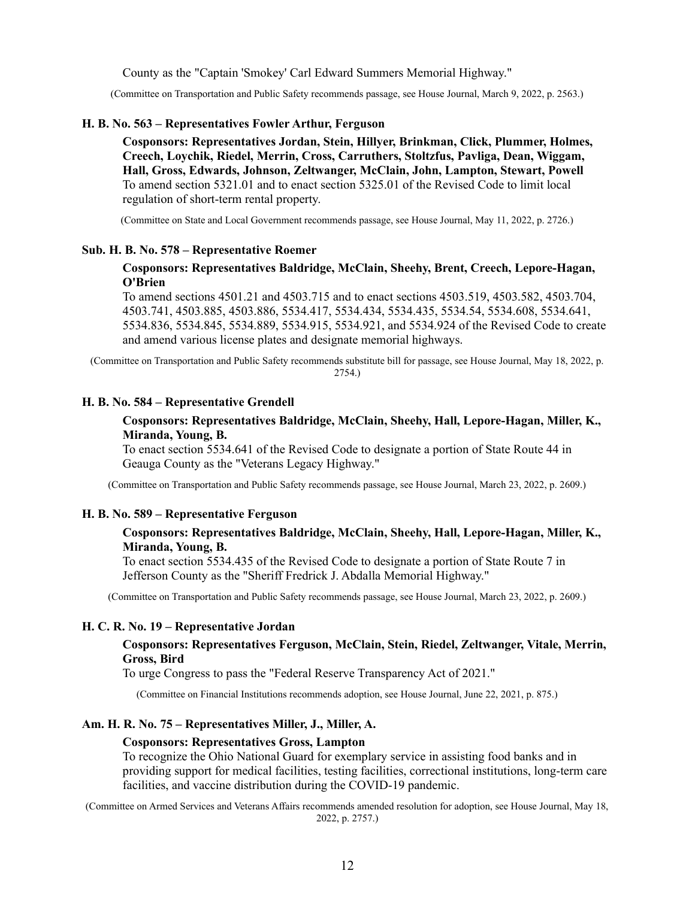County as the "Captain 'Smokey' Carl Edward Summers Memorial Highway."

(Committee on Transportation and Public Safety recommends passage, see House Journal, March 9, 2022, p. 2563.)

**H. B. No. 563 – Representatives Fowler Arthur, Ferguson**

**Cosponsors: Representatives Jordan, Stein, Hillyer, Brinkman, Click, Plummer, Holmes, Creech, Loychik, Riedel, Merrin, Cross, Carruthers, Stoltzfus, Pavliga, Dean, Wiggam, Hall, Gross, Edwards, Johnson, Zeltwanger, McClain, John, Lampton, Stewart, Powell**

To amend section 5321.01 and to enact section 5325.01 of the Revised Code to limit local regulation of short-term rental property.

(Committee on State and Local Government recommends passage, see House Journal, May 11, 2022, p. 2726.)

**Sub. H. B. No. 578 – Representative Roemer**

**Cosponsors: Representatives Baldridge, McClain, Sheehy, Brent, Creech, Lepore-Hagan, O'Brien**

To amend sections 4501.21 and 4503.715 and to enact sections 4503.519, 4503.582, 4503.704, 4503.741, 4503.885, 4503.886, 5534.417, 5534.434, 5534.435, 5534.54, 5534.608, 5534.641, 5534.836, 5534.845, 5534.889, 5534.915, 5534.921, and 5534.924 of the Revised Code to create and amend various license plates and designate memorial highways.

(Committee on Transportation and Public Safety recommends substitute bill for passage, see House Journal, May 18, 2022, p. 2754.)

**H. B. No. 584 – Representative Grendell**

**Cosponsors: Representatives Baldridge, McClain, Sheehy, Hall, Lepore-Hagan, Miller, K., Miranda, Young, B.**

To enact section 5534.641 of the Revised Code to designate a portion of State Route 44 in Geauga County as the "Veterans Legacy Highway."

(Committee on Transportation and Public Safety recommends passage, see House Journal, March 23, 2022, p. 2609.)

**H. B. No. 589 – Representative Ferguson**

**Cosponsors: Representatives Baldridge, McClain, Sheehy, Hall, Lepore-Hagan, Miller, K., Miranda, Young, B.**

To enact section 5534.435 of the Revised Code to designate a portion of State Route 7 in Jefferson County as the "Sheriff Fredrick J. Abdalla Memorial Highway."

(Committee on Transportation and Public Safety recommends passage, see House Journal, March 23, 2022, p. 2609.)

**H. C. R. No. 19 – Representative Jordan**

**Cosponsors: Representatives Ferguson, McClain, Stein, Riedel, Zeltwanger, Vitale, Merrin, Gross, Bird**

To urge Congress to pass the "Federal Reserve Transparency Act of 2021."

(Committee on Financial Institutions recommends adoption, see House Journal, June 22, 2021, p. 875.)

**Am. H. R. No. 75 – Representatives Miller, J., Miller, A.**

**Cosponsors: Representatives Gross, Lampton**

To recognize the Ohio National Guard for exemplary service in assisting food banks and in providing support for medical facilities, testing facilities, correctional institutions, long-term care facilities, and vaccine distribution during the COVID-19 pandemic.

(Committee on Armed Services and Veterans Affairs recommends amended resolution for adoption, see House Journal, May 18, 2022, p. 2757.)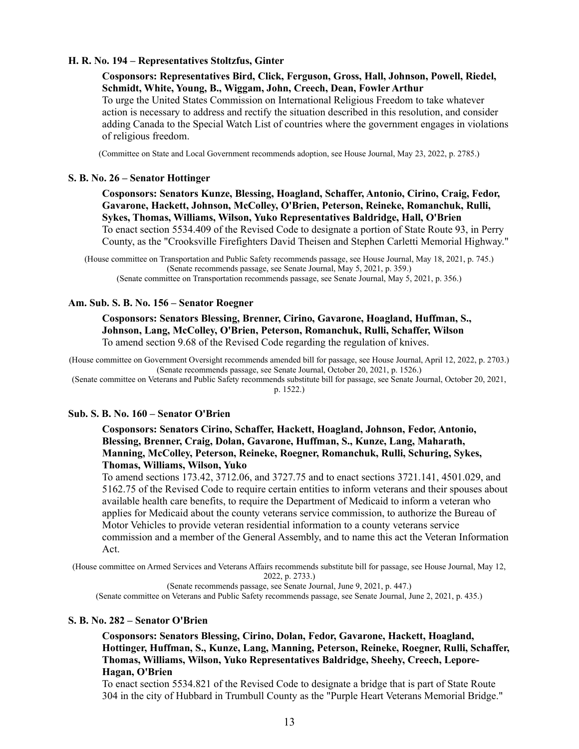**H. R. No. 194 – Representatives Stoltzfus, Ginter**

**Cosponsors: Representatives Bird, Click, Ferguson, Gross, Hall, Johnson, Powell, Riedel, Schmidt, White, Young, B., Wiggam, John, Creech, Dean, Fowler Arthur**
To urge the United States Commission on International Religious Freedom to take whatever action is necessary to address and rectify the situation described in this resolution, and consider adding Canada to the Special Watch List of countries where the government engages in violations of religious freedom.

(Committee on State and Local Government recommends adoption, see House Journal, May 23, 2022, p. 2785.)

**S. B. No. 26 – Senator Hottinger**

**Cosponsors: Senators Kunze, Blessing, Hoagland, Schaffer, Antonio, Cirino, Craig, Fedor, Gavarone, Hackett, Johnson, McColley, O'Brien, Peterson, Reineke, Romanchuk, Rulli, Sykes, Thomas, Williams, Wilson, Yuko Representatives Baldridge, Hall, O'Brien**
To enact section 5534.409 of the Revised Code to designate a portion of State Route 93, in Perry County, as the "Crooksville Firefighters David Theisen and Stephen Carletti Memorial Highway."

(House committee on Transportation and Public Safety recommends passage, see House Journal, May 18, 2021, p. 745.)
(Senate recommends passage, see Senate Journal, May 5, 2021, p. 359.)
(Senate committee on Transportation recommends passage, see Senate Journal, May 5, 2021, p. 356.)

**Am. Sub. S. B. No. 156 – Senator Roegner**

**Cosponsors: Senators Blessing, Brenner, Cirino, Gavarone, Hoagland, Huffman, S., Johnson, Lang, McColley, O'Brien, Peterson, Romanchuk, Rulli, Schaffer, Wilson**
To amend section 9.68 of the Revised Code regarding the regulation of knives.

(House committee on Government Oversight recommends amended bill for passage, see House Journal, April 12, 2022, p. 2703.)
(Senate recommends passage, see Senate Journal, October 20, 2021, p. 1526.)
(Senate committee on Veterans and Public Safety recommends substitute bill for passage, see Senate Journal, October 20, 2021, p. 1522.)

**Sub. S. B. No. 160 – Senator O'Brien**

**Cosponsors: Senators Cirino, Schaffer, Hackett, Hoagland, Johnson, Fedor, Antonio, Blessing, Brenner, Craig, Dolan, Gavarone, Huffman, S., Kunze, Lang, Maharath, Manning, McColley, Peterson, Reineke, Roegner, Romanchuk, Rulli, Schuring, Sykes, Thomas, Williams, Wilson, Yuko**
To amend sections 173.42, 3712.06, and 3727.75 and to enact sections 3721.141, 4501.029, and 5162.75 of the Revised Code to require certain entities to inform veterans and their spouses about available health care benefits, to require the Department of Medicaid to inform a veteran who applies for Medicaid about the county veterans service commission, to authorize the Bureau of Motor Vehicles to provide veteran residential information to a county veterans service commission and a member of the General Assembly, and to name this act the Veteran Information Act.

(House committee on Armed Services and Veterans Affairs recommends substitute bill for passage, see House Journal, May 12, 2022, p. 2733.)
(Senate recommends passage, see Senate Journal, June 9, 2021, p. 447.)
(Senate committee on Veterans and Public Safety recommends passage, see Senate Journal, June 2, 2021, p. 435.)

**S. B. No. 282 – Senator O'Brien**

**Cosponsors: Senators Blessing, Cirino, Dolan, Fedor, Gavarone, Hackett, Hoagland, Hottinger, Huffman, S., Kunze, Lang, Manning, Peterson, Reineke, Roegner, Rulli, Schaffer, Thomas, Williams, Wilson, Yuko Representatives Baldridge, Sheehy, Creech, Lepore-Hagan, O'Brien**
To enact section 5534.821 of the Revised Code to designate a bridge that is part of State Route 304 in the city of Hubbard in Trumbull County as the "Purple Heart Veterans Memorial Bridge."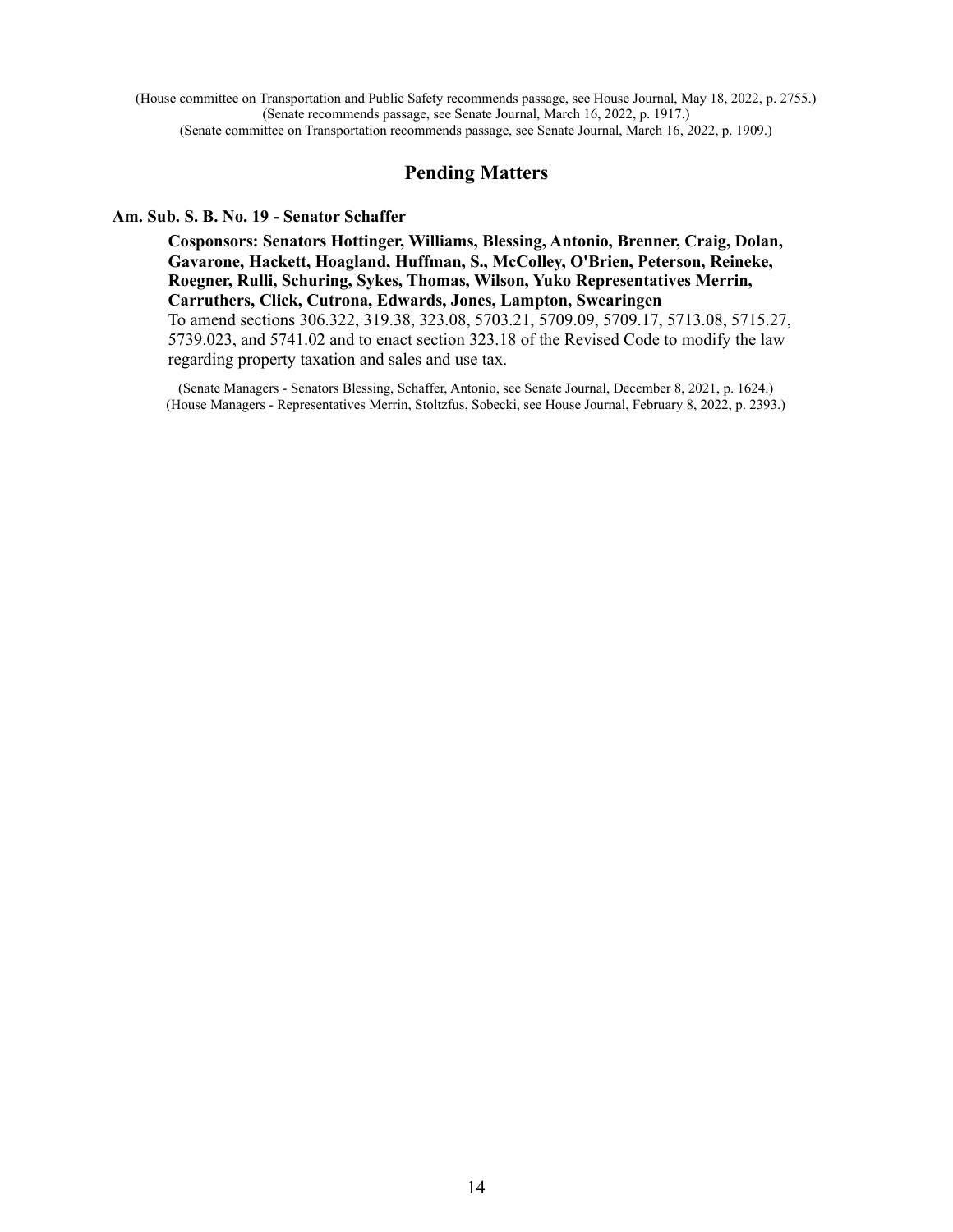(House committee on Transportation and Public Safety recommends passage, see House Journal, May 18, 2022, p. 2755.)
(Senate recommends passage, see Senate Journal, March 16, 2022, p. 1917.)
(Senate committee on Transportation recommends passage, see Senate Journal, March 16, 2022, p. 1909.)

## Pending Matters

**Am. Sub. S. B. No. 19 - Senator Schaffer**

**Cosponsors: Senators Hottinger, Williams, Blessing, Antonio, Brenner, Craig, Dolan, Gavarone, Hackett, Hoagland, Huffman, S., McColley, O'Brien, Peterson, Reineke, Roegner, Rulli, Schuring, Sykes, Thomas, Wilson, Yuko Representatives Merrin, Carruthers, Click, Cutrona, Edwards, Jones, Lampton, Swearingen**

To amend sections 306.322, 319.38, 323.08, 5703.21, 5709.09, 5709.17, 5713.08, 5715.27, 5739.023, and 5741.02 and to enact section 323.18 of the Revised Code to modify the law regarding property taxation and sales and use tax.

(Senate Managers - Senators Blessing, Schaffer, Antonio, see Senate Journal, December 8, 2021, p. 1624.)
(House Managers - Representatives Merrin, Stoltzfus, Sobecki, see House Journal, February 8, 2022, p. 2393.)